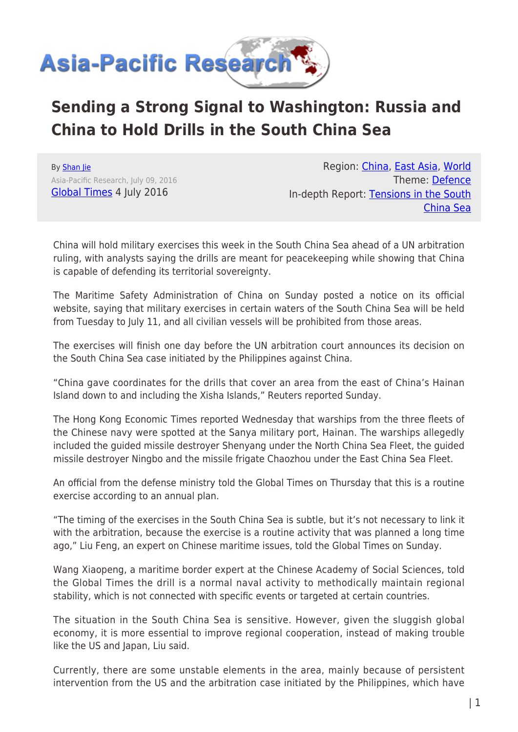# Sending a Strong Signal to Washington: Russia and China to Hold Drills in the South China Sea

By Shan Jie
Asia-Pacific Research, July 09, 2016
Global Times 4 July 2016

Region: China, East Asia, World
Theme: Defence
In-depth Report: Tensions in the South China Sea

China will hold military exercises this week in the South China Sea ahead of a UN arbitration ruling, with analysts saying the drills are meant for peacekeeping while showing that China is capable of defending its territorial sovereignty.

The Maritime Safety Administration of China on Sunday posted a notice on its official website, saying that military exercises in certain waters of the South China Sea will be held from Tuesday to July 11, and all civilian vessels will be prohibited from those areas.

The exercises will finish one day before the UN arbitration court announces its decision on the South China Sea case initiated by the Philippines against China.

"China gave coordinates for the drills that cover an area from the east of China's Hainan Island down to and including the Xisha Islands," Reuters reported Sunday.

The Hong Kong Economic Times reported Wednesday that warships from the three fleets of the Chinese navy were spotted at the Sanya military port, Hainan. The warships allegedly included the guided missile destroyer Shenyang under the North China Sea Fleet, the guided missile destroyer Ningbo and the missile frigate Chaozhou under the East China Sea Fleet.

An official from the defense ministry told the Global Times on Thursday that this is a routine exercise according to an annual plan.

"The timing of the exercises in the South China Sea is subtle, but it's not necessary to link it with the arbitration, because the exercise is a routine activity that was planned a long time ago," Liu Feng, an expert on Chinese maritime issues, told the Global Times on Sunday.

Wang Xiaopeng, a maritime border expert at the Chinese Academy of Social Sciences, told the Global Times the drill is a normal naval activity to methodically maintain regional stability, which is not connected with specific events or targeted at certain countries.

The situation in the South China Sea is sensitive. However, given the sluggish global economy, it is more essential to improve regional cooperation, instead of making trouble like the US and Japan, Liu said.

Currently, there are some unstable elements in the area, mainly because of persistent intervention from the US and the arbitration case initiated by the Philippines, which have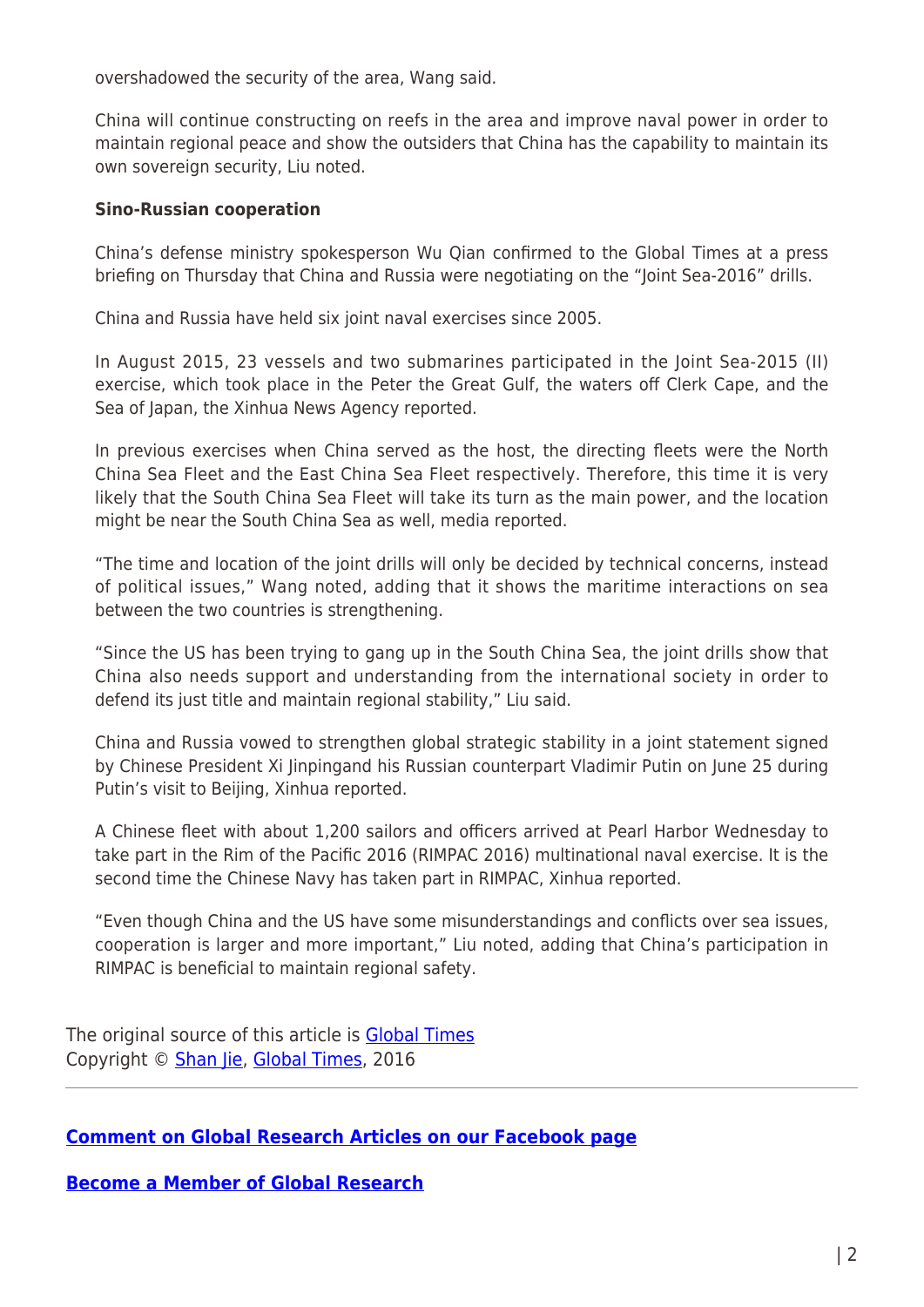overshadowed the security of the area, Wang said.

China will continue constructing on reefs in the area and improve naval power in order to maintain regional peace and show the outsiders that China has the capability to maintain its own sovereign security, Liu noted.

**Sino-Russian cooperation**

China's defense ministry spokesperson Wu Qian confirmed to the Global Times at a press briefing on Thursday that China and Russia were negotiating on the "Joint Sea-2016" drills.

China and Russia have held six joint naval exercises since 2005.

In August 2015, 23 vessels and two submarines participated in the Joint Sea-2015 (II) exercise, which took place in the Peter the Great Gulf, the waters off Clerk Cape, and the Sea of Japan, the Xinhua News Agency reported.

In previous exercises when China served as the host, the directing fleets were the North China Sea Fleet and the East China Sea Fleet respectively. Therefore, this time it is very likely that the South China Sea Fleet will take its turn as the main power, and the location might be near the South China Sea as well, media reported.

"The time and location of the joint drills will only be decided by technical concerns, instead of political issues," Wang noted, adding that it shows the maritime interactions on sea between the two countries is strengthening.

"Since the US has been trying to gang up in the South China Sea, the joint drills show that China also needs support and understanding from the international society in order to defend its just title and maintain regional stability," Liu said.

China and Russia vowed to strengthen global strategic stability in a joint statement signed by Chinese President Xi Jinpingand his Russian counterpart Vladimir Putin on June 25 during Putin's visit to Beijing, Xinhua reported.

A Chinese fleet with about 1,200 sailors and officers arrived at Pearl Harbor Wednesday to take part in the Rim of the Pacific 2016 (RIMPAC 2016) multinational naval exercise. It is the second time the Chinese Navy has taken part in RIMPAC, Xinhua reported.

"Even though China and the US have some misunderstandings and conflicts over sea issues, cooperation is larger and more important," Liu noted, adding that China's participation in RIMPAC is beneficial to maintain regional safety.

The original source of this article is Global Times
Copyright © Shan Jie, Global Times, 2016

---

**Comment on Global Research Articles on our Facebook page**

**Become a Member of Global Research**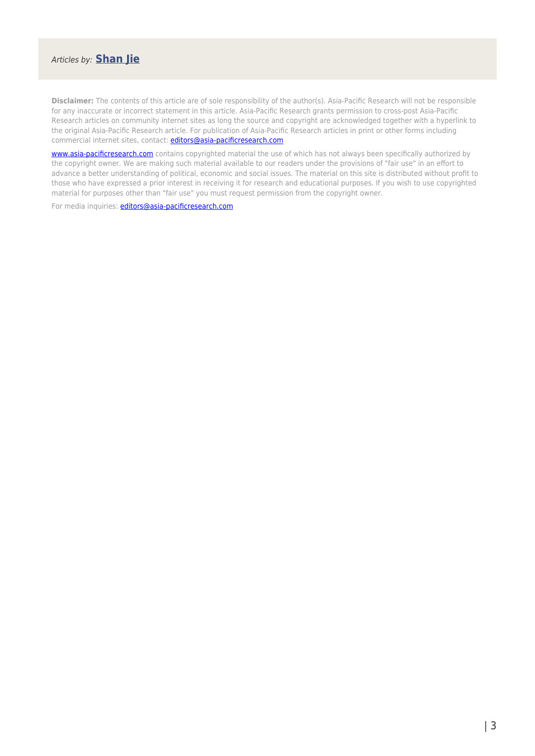*Articles by:* **[Shan Jie]**

**Disclaimer:** The contents of this article are of sole responsibility of the author(s). Asia-Pacific Research will not be responsible for any inaccurate or incorrect statement in this article. Asia-Pacific Research grants permission to cross-post Asia-Pacific Research articles on community internet sites as long the source and copyright are acknowledged together with a hyperlink to the original Asia-Pacific Research article. For publication of Asia-Pacific Research articles in print or other forms including commercial internet sites, contact: editors@asia-pacificresearch.com

www.asia-pacificresearch.com contains copyrighted material the use of which has not always been specifically authorized by the copyright owner. We are making such material available to our readers under the provisions of "fair use" in an effort to advance a better understanding of political, economic and social issues. The material on this site is distributed without profit to those who have expressed a prior interest in receiving it for research and educational purposes. If you wish to use copyrighted material for purposes other than "fair use" you must request permission from the copyright owner.

For media inquiries: editors@asia-pacificresearch.com